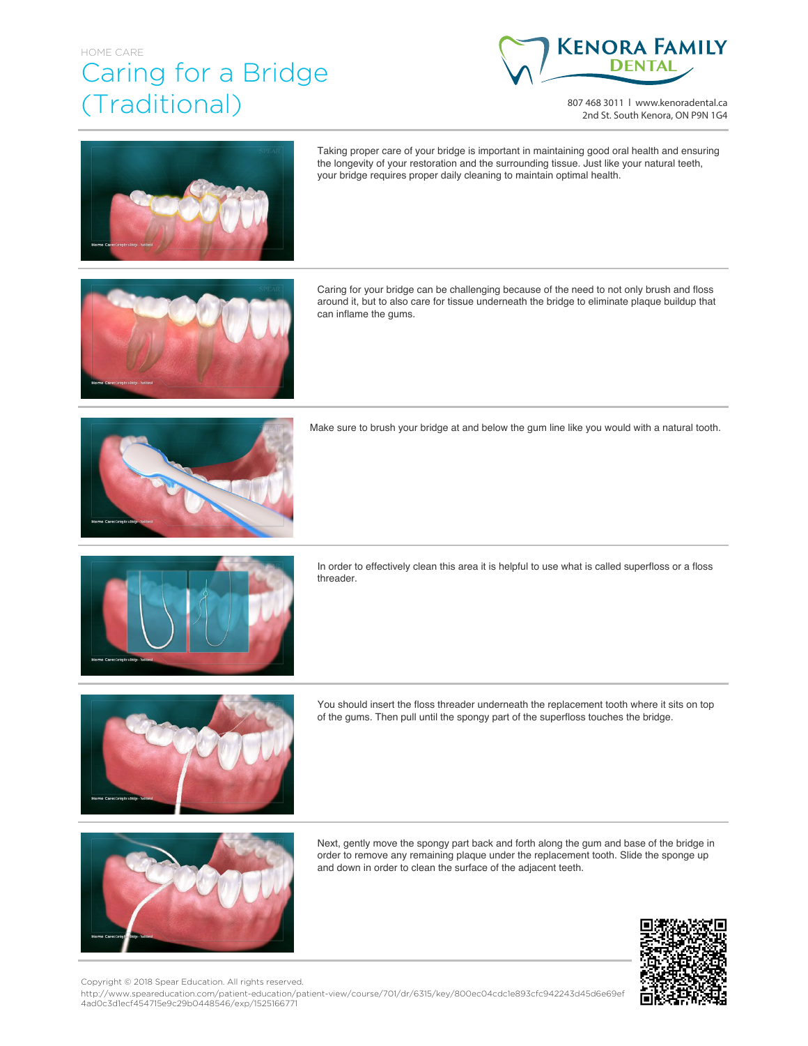HOME CARE

# Caring for a Bridge (Traditional)

**KENORA FAMILY DENTAL**

807 468 3011 | www.kenoradental.ca
2nd St. South Kenora, ON P9N 1G4

Taking proper care of your bridge is important in maintaining good oral health and ensuring the longevity of your restoration and the surrounding tissue. Just like your natural teeth, your bridge requires proper daily cleaning to maintain optimal health.

Caring for your bridge can be challenging because of the need to not only brush and floss around it, but to also care for tissue underneath the bridge to eliminate plaque buildup that can inflame the gums.

Make sure to brush your bridge at and below the gum line like you would with a natural tooth.

In order to effectively clean this area it is helpful to use what is called superfloss or a floss threader.

You should insert the floss threader underneath the replacement tooth where it sits on top of the gums. Then pull until the spongy part of the superfloss touches the bridge.

Next, gently move the spongy part back and forth along the gum and base of the bridge in order to remove any remaining plaque under the replacement tooth. Slide the sponge up and down in order to clean the surface of the adjacent teeth.

Copyright © 2018 Spear Education. All rights reserved.
http://www.speareducation.com/patient-education/patient-view/course/701/dr/6315/key/800ec04cdc1e893cfc942243d45d6e69ef4ad0c3d1ecf454715e9c29b0448546/exp/1525166771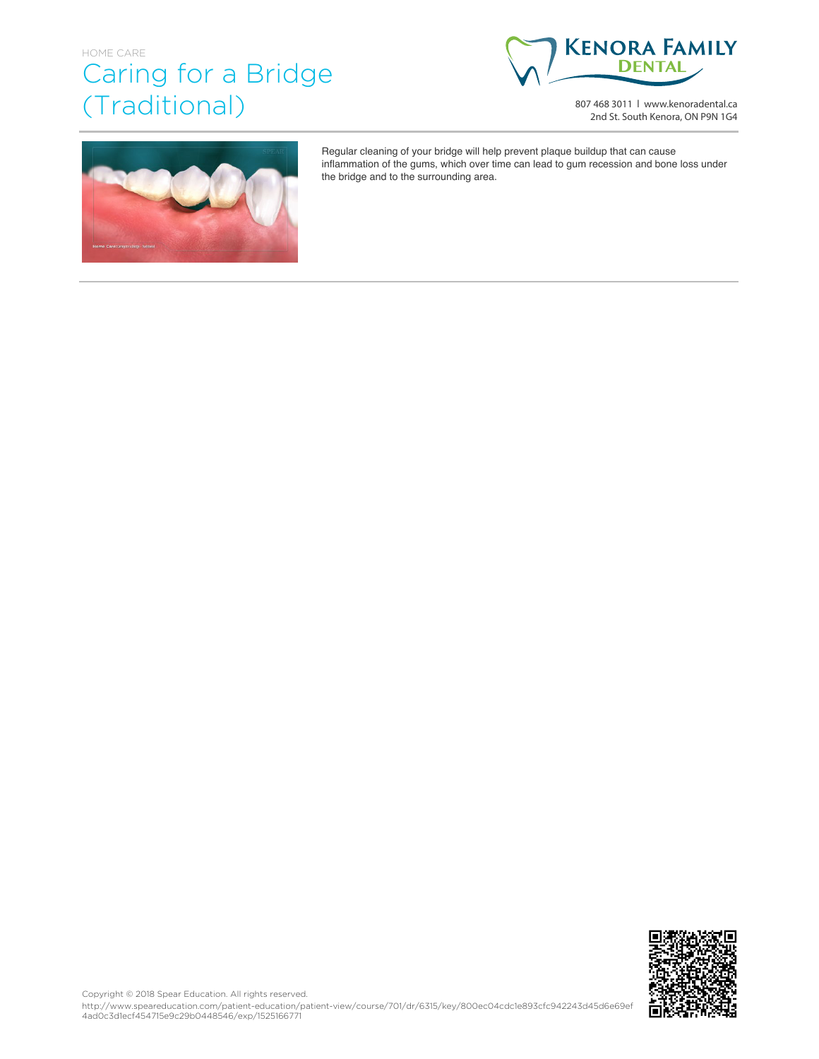HOME CARE

# Caring for a Bridge (Traditional)

KENORA FAMILY DENTAL

807 468 3011 | www.kenoradental.ca
2nd St. South Kenora, ON P9N 1G4

Regular cleaning of your bridge will help prevent plaque buildup that can cause inflammation of the gums, which over time can lead to gum recession and bone loss under the bridge and to the surrounding area.

Copyright © 2018 Spear Education. All rights reserved.
http://www.speareducation.com/patient-education/patient-view/course/701/dr/6315/key/800ec04cdc1e893cfc942243d45d6e69ef4ad0c3d1ecf454715e9c29b0448546/exp/1525166771